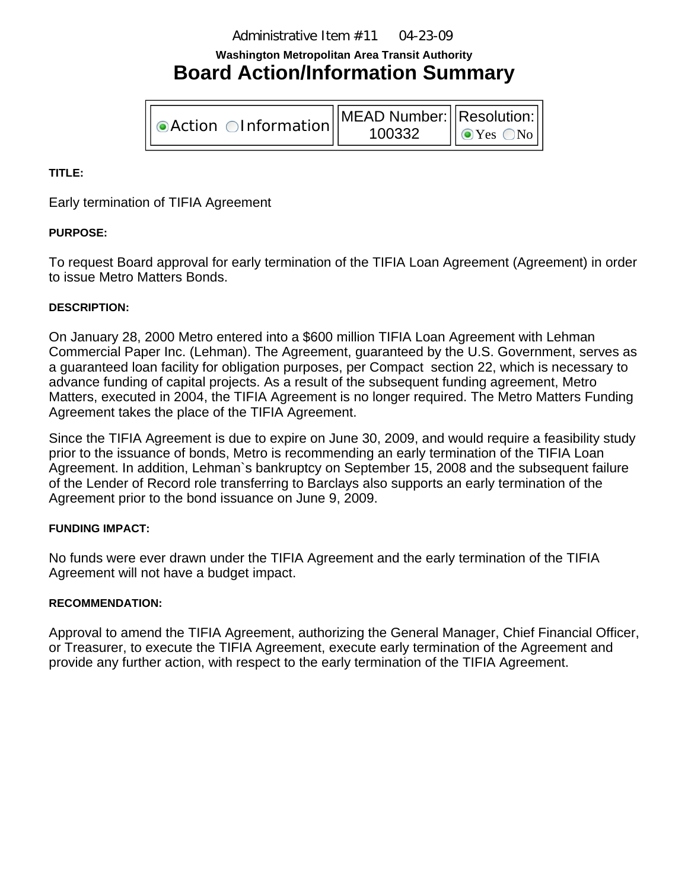Administrative Item #11 04-23-09

**Washington Metropolitan Area Transit Authority**

# Board Action/Information Summary

| ◉ Action ○ Information | MEAD Number: 100332 | Resolution: ◉ Yes ○ No |
|---|---|---|

**TITLE:**

Early termination of TIFIA Agreement

**PURPOSE:**

To request Board approval for early termination of the TIFIA Loan Agreement (Agreement) in order to issue Metro Matters Bonds.

**DESCRIPTION:**

On January 28, 2000 Metro entered into a $600 million TIFIA Loan Agreement with Lehman Commercial Paper Inc. (Lehman). The Agreement, guaranteed by the U.S. Government, serves as a guaranteed loan facility for obligation purposes, per Compact section 22, which is necessary to advance funding of capital projects. As a result of the subsequent funding agreement, Metro Matters, executed in 2004, the TIFIA Agreement is no longer required. The Metro Matters Funding Agreement takes the place of the TIFIA Agreement.

Since the TIFIA Agreement is due to expire on June 30, 2009, and would require a feasibility study prior to the issuance of bonds, Metro is recommending an early termination of the TIFIA Loan Agreement. In addition, Lehman`s bankruptcy on September 15, 2008 and the subsequent failure of the Lender of Record role transferring to Barclays also supports an early termination of the Agreement prior to the bond issuance on June 9, 2009.

**FUNDING IMPACT:**

No funds were ever drawn under the TIFIA Agreement and the early termination of the TIFIA Agreement will not have a budget impact.

**RECOMMENDATION:**

Approval to amend the TIFIA Agreement, authorizing the General Manager, Chief Financial Officer, or Treasurer, to execute the TIFIA Agreement, execute early termination of the Agreement and provide any further action, with respect to the early termination of the TIFIA Agreement.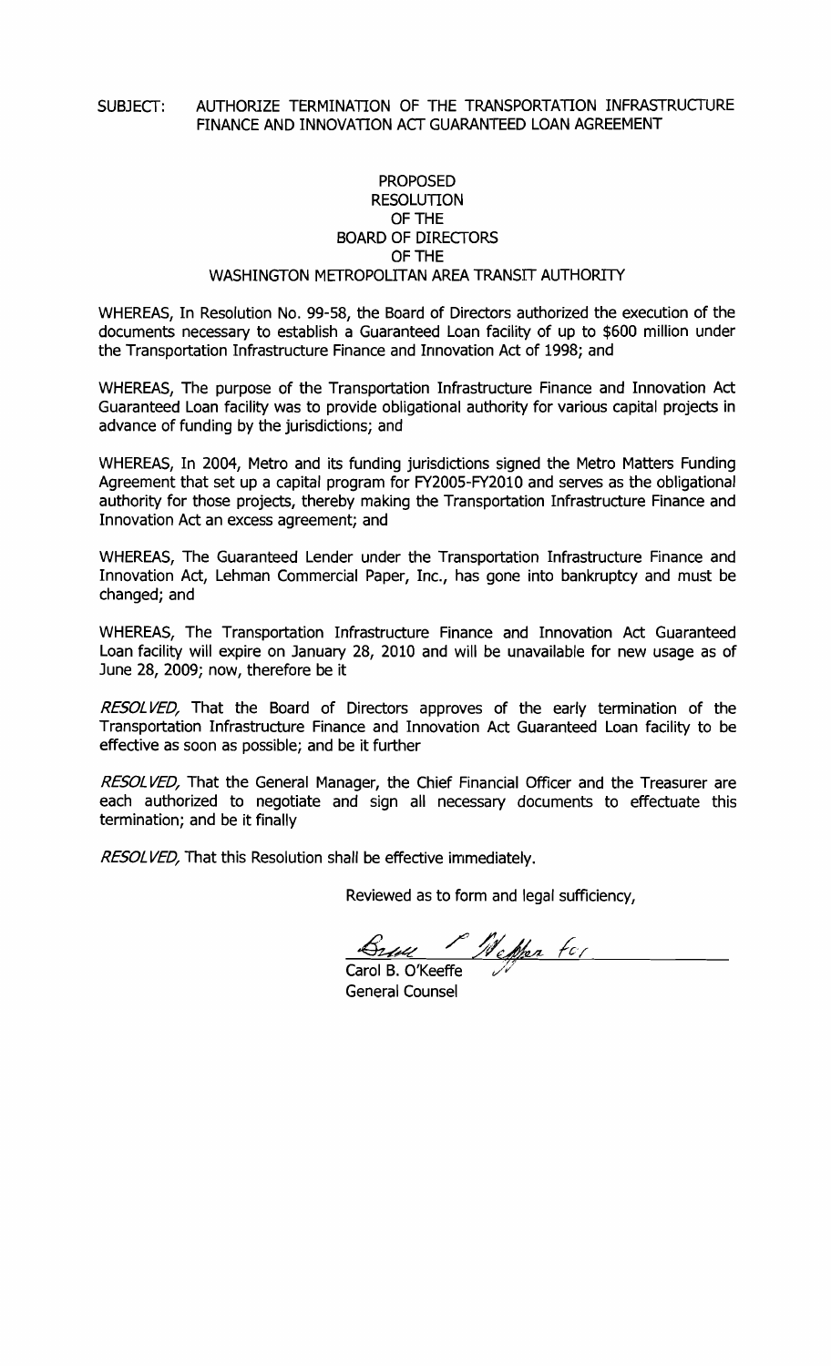SUBJECT: AUTHORIZE TERMINATION OF THE TRANSPORTATION INFRASTRUCTURE FINANCE AND INNOVATION ACT GUARANTEED LOAN AGREEMENT

PROPOSED
RESOLUTION
OF THE
BOARD OF DIRECTORS
OF THE
WASHINGTON METROPOLITAN AREA TRANSIT AUTHORITY

WHEREAS, In Resolution No. 99-58, the Board of Directors authorized the execution of the documents necessary to establish a Guaranteed Loan facility of up to $600 million under the Transportation Infrastructure Finance and Innovation Act of 1998; and

WHEREAS, The purpose of the Transportation Infrastructure Finance and Innovation Act Guaranteed Loan facility was to provide obligational authority for various capital projects in advance of funding by the jurisdictions; and

WHEREAS, In 2004, Metro and its funding jurisdictions signed the Metro Matters Funding Agreement that set up a capital program for FY2005-FY2010 and serves as the obligational authority for those projects, thereby making the Transportation Infrastructure Finance and Innovation Act an excess agreement; and

WHEREAS, The Guaranteed Lender under the Transportation Infrastructure Finance and Innovation Act, Lehman Commercial Paper, Inc., has gone into bankruptcy and must be changed; and

WHEREAS, The Transportation Infrastructure Finance and Innovation Act Guaranteed Loan facility will expire on January 28, 2010 and will be unavailable for new usage as of June 28, 2009; now, therefore be it

*RESOLVED,* That the Board of Directors approves of the early termination of the Transportation Infrastructure Finance and Innovation Act Guaranteed Loan facility to be effective as soon as possible; and be it further

*RESOLVED,* That the General Manager, the Chief Financial Officer and the Treasurer are each authorized to negotiate and sign all necessary documents to effectuate this termination; and be it finally

*RESOLVED,* That this Resolution shall be effective immediately.

Reviewed as to form and legal sufficiency,

Bruce P. Heppen for

Carol B. O'Keeffe
General Counsel